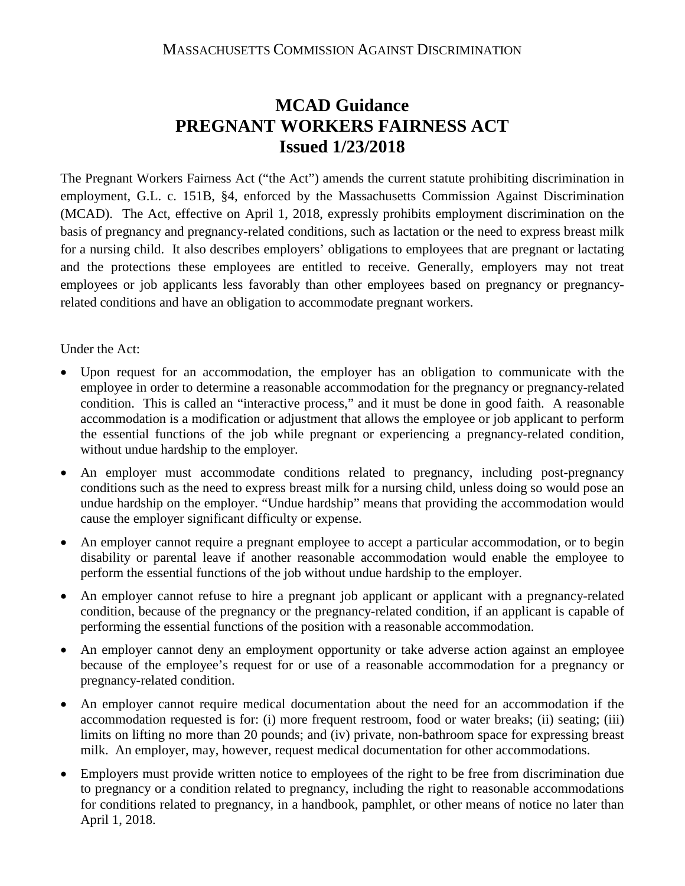MASSACHUSETTS COMMISSION AGAINST DISCRIMINATION

# MCAD Guidance
# PREGNANT WORKERS FAIRNESS ACT
# Issued 1/23/2018

The Pregnant Workers Fairness Act ("the Act") amends the current statute prohibiting discrimination in employment, G.L. c. 151B, §4, enforced by the Massachusetts Commission Against Discrimination (MCAD). The Act, effective on April 1, 2018, expressly prohibits employment discrimination on the basis of pregnancy and pregnancy-related conditions, such as lactation or the need to express breast milk for a nursing child. It also describes employers' obligations to employees that are pregnant or lactating and the protections these employees are entitled to receive. Generally, employers may not treat employees or job applicants less favorably than other employees based on pregnancy or pregnancy-related conditions and have an obligation to accommodate pregnant workers.

Under the Act:

- Upon request for an accommodation, the employer has an obligation to communicate with the employee in order to determine a reasonable accommodation for the pregnancy or pregnancy-related condition. This is called an "interactive process," and it must be done in good faith. A reasonable accommodation is a modification or adjustment that allows the employee or job applicant to perform the essential functions of the job while pregnant or experiencing a pregnancy-related condition, without undue hardship to the employer.
- An employer must accommodate conditions related to pregnancy, including post-pregnancy conditions such as the need to express breast milk for a nursing child, unless doing so would pose an undue hardship on the employer. "Undue hardship" means that providing the accommodation would cause the employer significant difficulty or expense.
- An employer cannot require a pregnant employee to accept a particular accommodation, or to begin disability or parental leave if another reasonable accommodation would enable the employee to perform the essential functions of the job without undue hardship to the employer.
- An employer cannot refuse to hire a pregnant job applicant or applicant with a pregnancy-related condition, because of the pregnancy or the pregnancy-related condition, if an applicant is capable of performing the essential functions of the position with a reasonable accommodation.
- An employer cannot deny an employment opportunity or take adverse action against an employee because of the employee's request for or use of a reasonable accommodation for a pregnancy or pregnancy-related condition.
- An employer cannot require medical documentation about the need for an accommodation if the accommodation requested is for: (i) more frequent restroom, food or water breaks; (ii) seating; (iii) limits on lifting no more than 20 pounds; and (iv) private, non-bathroom space for expressing breast milk. An employer, may, however, request medical documentation for other accommodations.
- Employers must provide written notice to employees of the right to be free from discrimination due to pregnancy or a condition related to pregnancy, including the right to reasonable accommodations for conditions related to pregnancy, in a handbook, pamphlet, or other means of notice no later than April 1, 2018.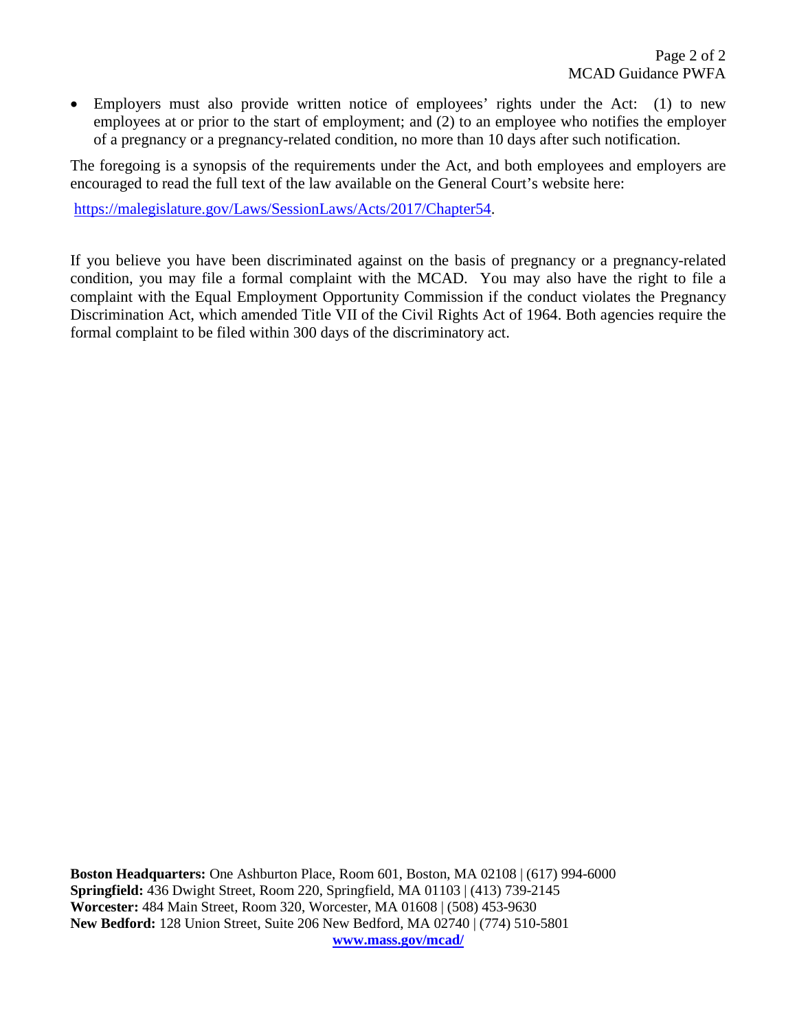- Employers must also provide written notice of employees' rights under the Act: (1) to new employees at or prior to the start of employment; and (2) to an employee who notifies the employer of a pregnancy or a pregnancy-related condition, no more than 10 days after such notification.

The foregoing is a synopsis of the requirements under the Act, and both employees and employers are encouraged to read the full text of the law available on the General Court's website here:

[https://malegislature.gov/Laws/SessionLaws/Acts/2017/Chapter54](https://malegislature.gov/Laws/SessionLaws/Acts/2017/Chapter54).

If you believe you have been discriminated against on the basis of pregnancy or a pregnancy-related condition, you may file a formal complaint with the MCAD. You may also have the right to file a complaint with the Equal Employment Opportunity Commission if the conduct violates the Pregnancy Discrimination Act, which amended Title VII of the Civil Rights Act of 1964. Both agencies require the formal complaint to be filed within 300 days of the discriminatory act.

**Boston Headquarters:** One Ashburton Place, Room 601, Boston, MA 02108 | (617) 994-6000
**Springfield:** 436 Dwight Street, Room 220, Springfield, MA 01103 | (413) 739-2145
**Worcester:** 484 Main Street, Room 320, Worcester, MA 01608 | (508) 453-9630
**New Bedford:** 128 Union Street, Suite 206 New Bedford, MA 02740 | (774) 510-5801
**[www.mass.gov/mcad/](www.mass.gov/mcad/)**